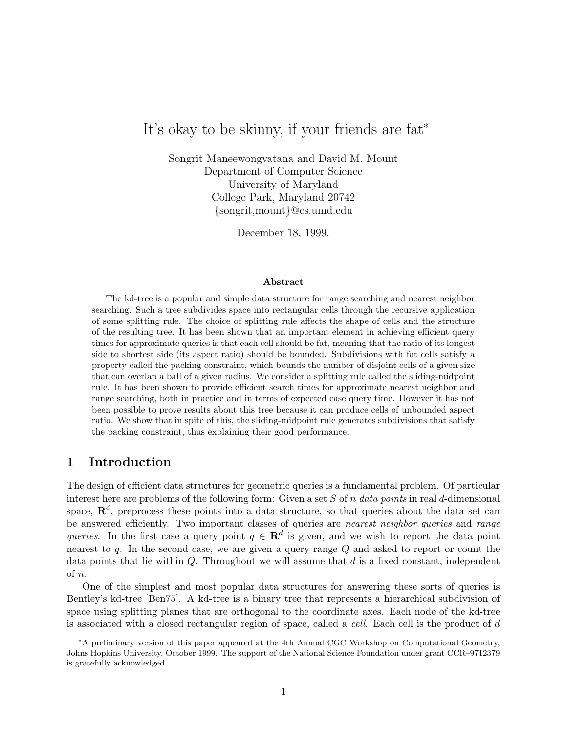# It's okay to be skinny, if your friends are fat*

Songrit Maneewongvatana and David M. Mount  
Department of Computer Science  
University of Maryland  
College Park, Maryland 20742  
{songrit,mount}@cs.umd.edu

December 18, 1999.

### Abstract

The kd-tree is a popular and simple data structure for range searching and nearest neighbor searching. Such a tree subdivides space into rectangular cells through the recursive application of some splitting rule. The choice of splitting rule affects the shape of cells and the structure of the resulting tree. It has been shown that an important element in achieving efficient query times for approximate queries is that each cell should be fat, meaning that the ratio of its longest side to shortest side (its aspect ratio) should be bounded. Subdivisions with fat cells satisfy a property called the packing constraint, which bounds the number of disjoint cells of a given size that can overlap a ball of a given radius. We consider a splitting rule called the sliding-midpoint rule. It has been shown to provide efficient search times for approximate nearest neighbor and range searching, both in practice and in terms of expected case query time. However it has not been possible to prove results about this tree because it can produce cells of unbounded aspect ratio. We show that in spite of this, the sliding-midpoint rule generates subdivisions that satisfy the packing constraint, thus explaining their good performance.

## 1 Introduction

The design of efficient data structures for geometric queries is a fundamental problem. Of particular interest here are problems of the following form: Given a set $S$ of $n$ *data points* in real $d$-dimensional space, $\mathbf{R}^d$, preprocess these points into a data structure, so that queries about the data set can be answered efficiently. Two important classes of queries are *nearest neighbor queries* and *range queries*. In the first case a query point $q \in \mathbf{R}^d$ is given, and we wish to report the data point nearest to $q$. In the second case, we are given a query range $Q$ and asked to report or count the data points that lie within $Q$. Throughout we will assume that $d$ is a fixed constant, independent of $n$.

One of the simplest and most popular data structures for answering these sorts of queries is Bentley's kd-tree [Ben75]. A kd-tree is a binary tree that represents a hierarchical subdivision of space using splitting planes that are orthogonal to the coordinate axes. Each node of the kd-tree is associated with a closed rectangular region of space, called a *cell*. Each cell is the product of $d$

---

*A preliminary version of this paper appeared at the 4th Annual CGC Workshop on Computational Geometry, Johns Hopkins University, October 1999. The support of the National Science Foundation under grant CCR–9712379 is gratefully acknowledged.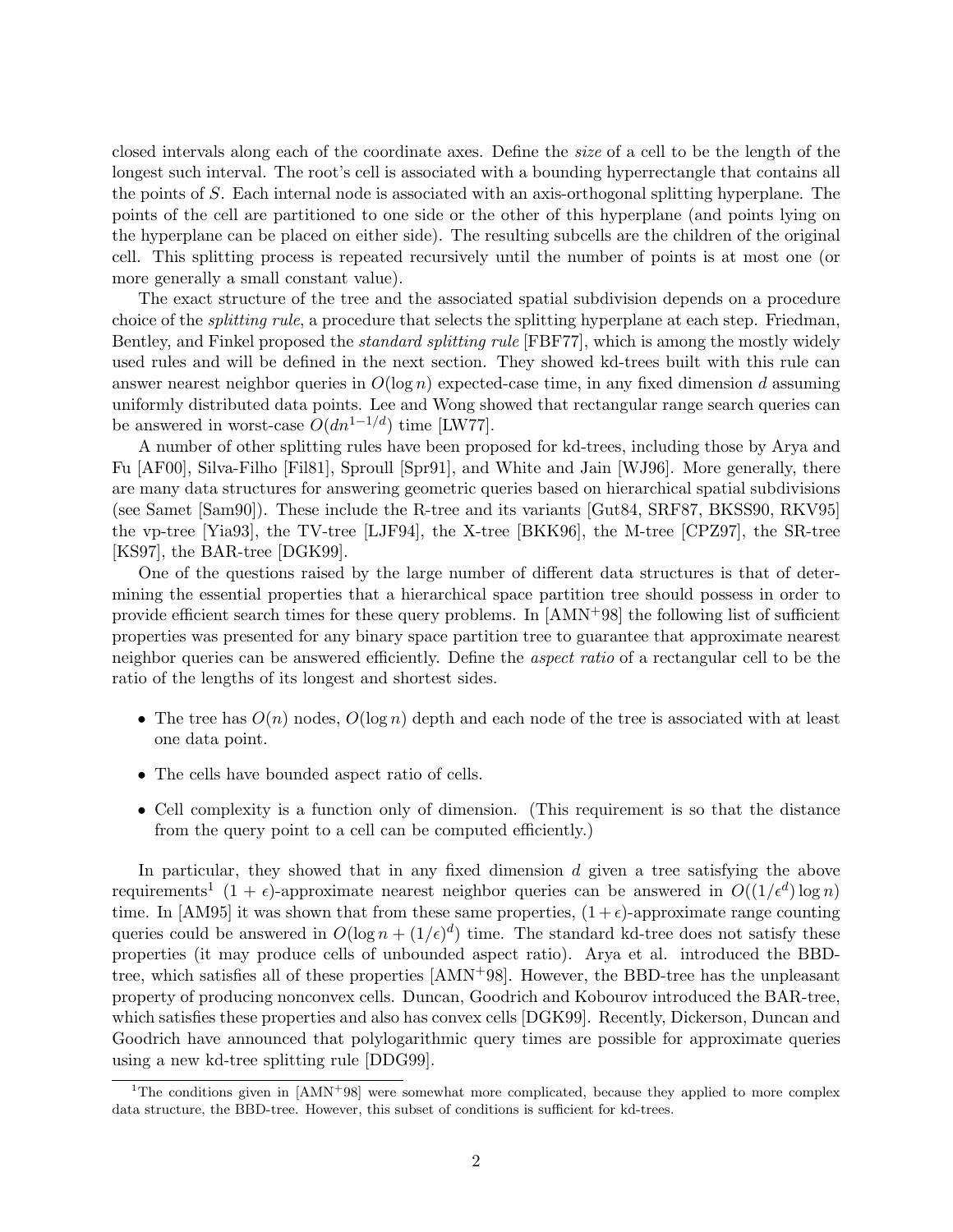closed intervals along each of the coordinate axes. Define the *size* of a cell to be the length of the longest such interval. The root's cell is associated with a bounding hyperrectangle that contains all the points of $S$. Each internal node is associated with an axis-orthogonal splitting hyperplane. The points of the cell are partitioned to one side or the other of this hyperplane (and points lying on the hyperplane can be placed on either side). The resulting subcells are the children of the original cell. This splitting process is repeated recursively until the number of points is at most one (or more generally a small constant value).

The exact structure of the tree and the associated spatial subdivision depends on a procedure choice of the *splitting rule*, a procedure that selects the splitting hyperplane at each step. Friedman, Bentley, and Finkel proposed the *standard splitting rule* [FBF77], which is among the mostly widely used rules and will be defined in the next section. They showed kd-trees built with this rule can answer nearest neighbor queries in $O(\log n)$ expected-case time, in any fixed dimension $d$ assuming uniformly distributed data points. Lee and Wong showed that rectangular range search queries can be answered in worst-case $O(dn^{1-1/d})$ time [LW77].

A number of other splitting rules have been proposed for kd-trees, including those by Arya and Fu [AF00], Silva-Filho [Fil81], Sproull [Spr91], and White and Jain [WJ96]. More generally, there are many data structures for answering geometric queries based on hierarchical spatial subdivisions (see Samet [Sam90]). These include the R-tree and its variants [Gut84, SRF87, BKSS90, RKV95] the vp-tree [Yia93], the TV-tree [LJF94], the X-tree [BKK96], the M-tree [CPZ97], the SR-tree [KS97], the BAR-tree [DGK99].

One of the questions raised by the large number of different data structures is that of determining the essential properties that a hierarchical space partition tree should possess in order to provide efficient search times for these query problems. In [AMN+98] the following list of sufficient properties was presented for any binary space partition tree to guarantee that approximate nearest neighbor queries can be answered efficiently. Define the *aspect ratio* of a rectangular cell to be the ratio of the lengths of its longest and shortest sides.

- The tree has $O(n)$ nodes, $O(\log n)$ depth and each node of the tree is associated with at least one data point.
- The cells have bounded aspect ratio of cells.
- Cell complexity is a function only of dimension. (This requirement is so that the distance from the query point to a cell can be computed efficiently.)

In particular, they showed that in any fixed dimension $d$ given a tree satisfying the above requirements[1] $(1 + \epsilon)$-approximate nearest neighbor queries can be answered in $O((1/\epsilon^d) \log n)$ time. In [AM95] it was shown that from these same properties, $(1 + \epsilon)$-approximate range counting queries could be answered in $O(\log n + (1/\epsilon)^d)$ time. The standard kd-tree does not satisfy these properties (it may produce cells of unbounded aspect ratio). Arya et al. introduced the BBD-tree, which satisfies all of these properties [AMN+98]. However, the BBD-tree has the unpleasant property of producing nonconvex cells. Duncan, Goodrich and Kobourov introduced the BAR-tree, which satisfies these properties and also has convex cells [DGK99]. Recently, Dickerson, Duncan and Goodrich have announced that polylogarithmic query times are possible for approximate queries using a new kd-tree splitting rule [DDG99].

[1] The conditions given in [AMN+98] were somewhat more complicated, because they applied to more complex data structure, the BBD-tree. However, this subset of conditions is sufficient for kd-trees.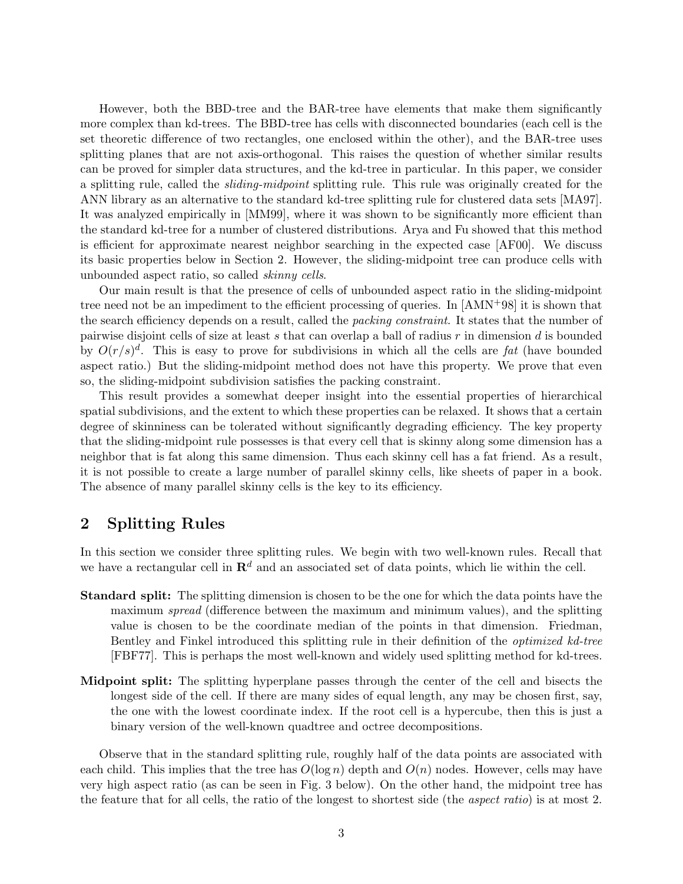However, both the BBD-tree and the BAR-tree have elements that make them significantly more complex than kd-trees. The BBD-tree has cells with disconnected boundaries (each cell is the set theoretic difference of two rectangles, one enclosed within the other), and the BAR-tree uses splitting planes that are not axis-orthogonal. This raises the question of whether similar results can be proved for simpler data structures, and the kd-tree in particular. In this paper, we consider a splitting rule, called the *sliding-midpoint* splitting rule. This rule was originally created for the ANN library as an alternative to the standard kd-tree splitting rule for clustered data sets [MA97]. It was analyzed empirically in [MM99], where it was shown to be significantly more efficient than the standard kd-tree for a number of clustered distributions. Arya and Fu showed that this method is efficient for approximate nearest neighbor searching in the expected case [AF00]. We discuss its basic properties below in Section 2. However, the sliding-midpoint tree can produce cells with unbounded aspect ratio, so called *skinny cells*.

Our main result is that the presence of cells of unbounded aspect ratio in the sliding-midpoint tree need not be an impediment to the efficient processing of queries. In [AMN+98] it is shown that the search efficiency depends on a result, called the *packing constraint*. It states that the number of pairwise disjoint cells of size at least $s$ that can overlap a ball of radius $r$ in dimension $d$ is bounded by $O(r/s)^d$. This is easy to prove for subdivisions in which all the cells are *fat* (have bounded aspect ratio.) But the sliding-midpoint method does not have this property. We prove that even so, the sliding-midpoint subdivision satisfies the packing constraint.

This result provides a somewhat deeper insight into the essential properties of hierarchical spatial subdivisions, and the extent to which these properties can be relaxed. It shows that a certain degree of skinniness can be tolerated without significantly degrading efficiency. The key property that the sliding-midpoint rule possesses is that every cell that is skinny along some dimension has a neighbor that is fat along this same dimension. Thus each skinny cell has a fat friend. As a result, it is not possible to create a large number of parallel skinny cells, like sheets of paper in a book. The absence of many parallel skinny cells is the key to its efficiency.

## 2 Splitting Rules

In this section we consider three splitting rules. We begin with two well-known rules. Recall that we have a rectangular cell in $\mathbf{R}^d$ and an associated set of data points, which lie within the cell.

**Standard split:** The splitting dimension is chosen to be the one for which the data points have the maximum *spread* (difference between the maximum and minimum values), and the splitting value is chosen to be the coordinate median of the points in that dimension. Friedman, Bentley and Finkel introduced this splitting rule in their definition of the *optimized kd-tree* [FBF77]. This is perhaps the most well-known and widely used splitting method for kd-trees.

**Midpoint split:** The splitting hyperplane passes through the center of the cell and bisects the longest side of the cell. If there are many sides of equal length, any may be chosen first, say, the one with the lowest coordinate index. If the root cell is a hypercube, then this is just a binary version of the well-known quadtree and octree decompositions.

Observe that in the standard splitting rule, roughly half of the data points are associated with each child. This implies that the tree has $O(\log n)$ depth and $O(n)$ nodes. However, cells may have very high aspect ratio (as can be seen in Fig. 3 below). On the other hand, the midpoint tree has the feature that for all cells, the ratio of the longest to shortest side (the *aspect ratio*) is at most 2.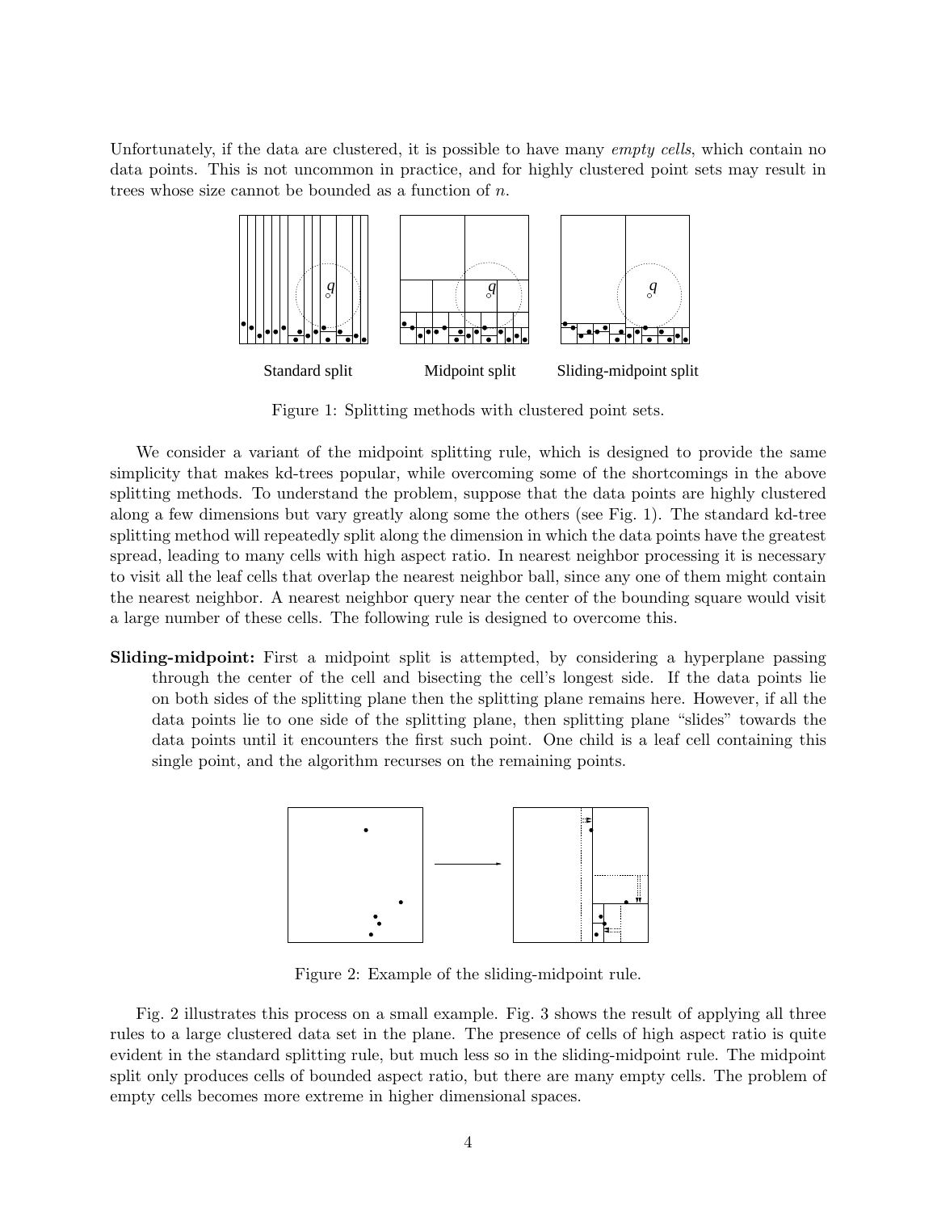Unfortunately, if the data are clustered, it is possible to have many *empty cells*, which contain no data points. This is not uncommon in practice, and for highly clustered point sets may result in trees whose size cannot be bounded as a function of $n$.

Standard split    Midpoint split    Sliding-midpoint split

Figure 1: Splitting methods with clustered point sets.

We consider a variant of the midpoint splitting rule, which is designed to provide the same simplicity that makes kd-trees popular, while overcoming some of the shortcomings in the above splitting methods. To understand the problem, suppose that the data points are highly clustered along a few dimensions but vary greatly along some the others (see Fig. 1). The standard kd-tree splitting method will repeatedly split along the dimension in which the data points have the greatest spread, leading to many cells with high aspect ratio. In nearest neighbor processing it is necessary to visit all the leaf cells that overlap the nearest neighbor ball, since any one of them might contain the nearest neighbor. A nearest neighbor query near the center of the bounding square would visit a large number of these cells. The following rule is designed to overcome this.

**Sliding-midpoint:** First a midpoint split is attempted, by considering a hyperplane passing through the center of the cell and bisecting the cell's longest side. If the data points lie on both sides of the splitting plane then the splitting plane remains here. However, if all the data points lie to one side of the splitting plane, then splitting plane "slides" towards the data points until it encounters the first such point. One child is a leaf cell containing this single point, and the algorithm recurses on the remaining points.

Figure 2: Example of the sliding-midpoint rule.

Fig. 2 illustrates this process on a small example. Fig. 3 shows the result of applying all three rules to a large clustered data set in the plane. The presence of cells of high aspect ratio is quite evident in the standard splitting rule, but much less so in the sliding-midpoint rule. The midpoint split only produces cells of bounded aspect ratio, but there are many empty cells. The problem of empty cells becomes more extreme in higher dimensional spaces.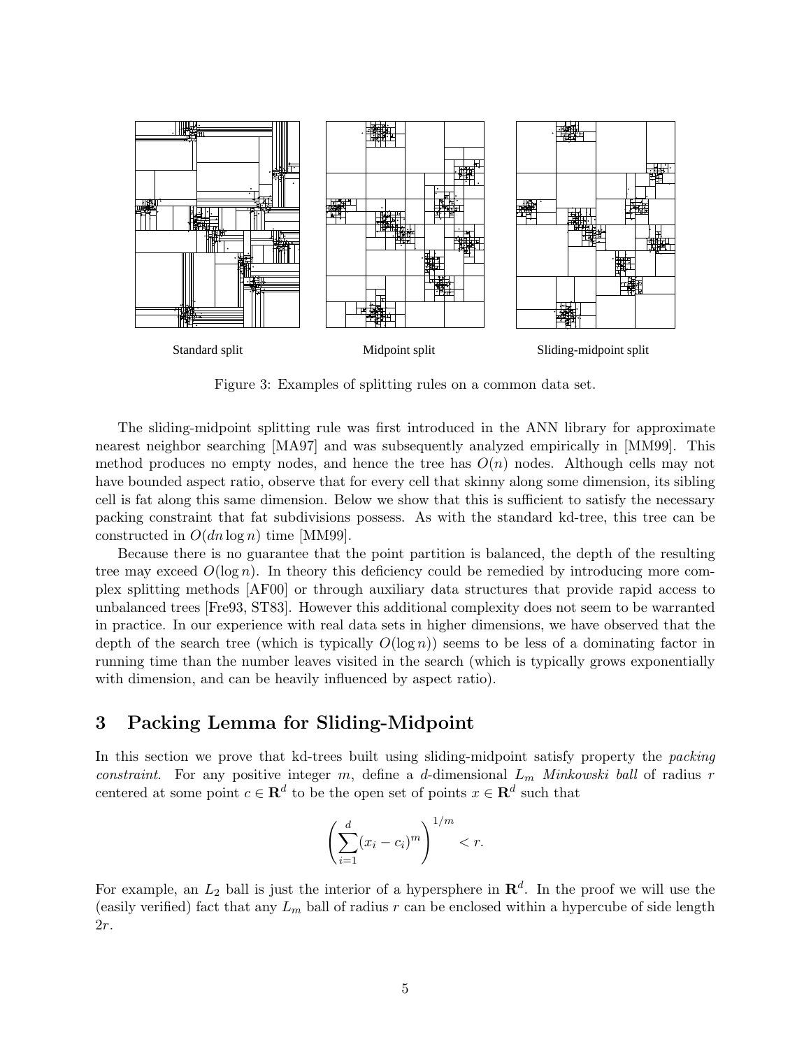Standard split Midpoint split Sliding-midpoint split

Figure 3: Examples of splitting rules on a common data set.

The sliding-midpoint splitting rule was first introduced in the ANN library for approximate nearest neighbor searching [MA97] and was subsequently analyzed empirically in [MM99]. This method produces no empty nodes, and hence the tree has $O(n)$ nodes. Although cells may not have bounded aspect ratio, observe that for every cell that skinny along some dimension, its sibling cell is fat along this same dimension. Below we show that this is sufficient to satisfy the necessary packing constraint that fat subdivisions possess. As with the standard kd-tree, this tree can be constructed in $O(dn \log n)$ time [MM99].

Because there is no guarantee that the point partition is balanced, the depth of the resulting tree may exceed $O(\log n)$. In theory this deficiency could be remedied by introducing more complex splitting methods [AF00] or through auxiliary data structures that provide rapid access to unbalanced trees [Fre93, ST83]. However this additional complexity does not seem to be warranted in practice. In our experience with real data sets in higher dimensions, we have observed that the depth of the search tree (which is typically $O(\log n)$) seems to be less of a dominating factor in running time than the number leaves visited in the search (which is typically grows exponentially with dimension, and can be heavily influenced by aspect ratio).

## 3 Packing Lemma for Sliding-Midpoint

In this section we prove that kd-trees built using sliding-midpoint satisfy property the *packing constraint*. For any positive integer $m$, define a $d$-dimensional $L_m$ *Minkowski ball* of radius $r$ centered at some point $c \in \mathbf{R}^d$ to be the open set of points $x \in \mathbf{R}^d$ such that

$$\left( \sum_{i=1}^{d} (x_i - c_i)^m \right)^{1/m} < r.$$

For example, an $L_2$ ball is just the interior of a hypersphere in $\mathbf{R}^d$. In the proof we will use the (easily verified) fact that any $L_m$ ball of radius $r$ can be enclosed within a hypercube of side length $2r$.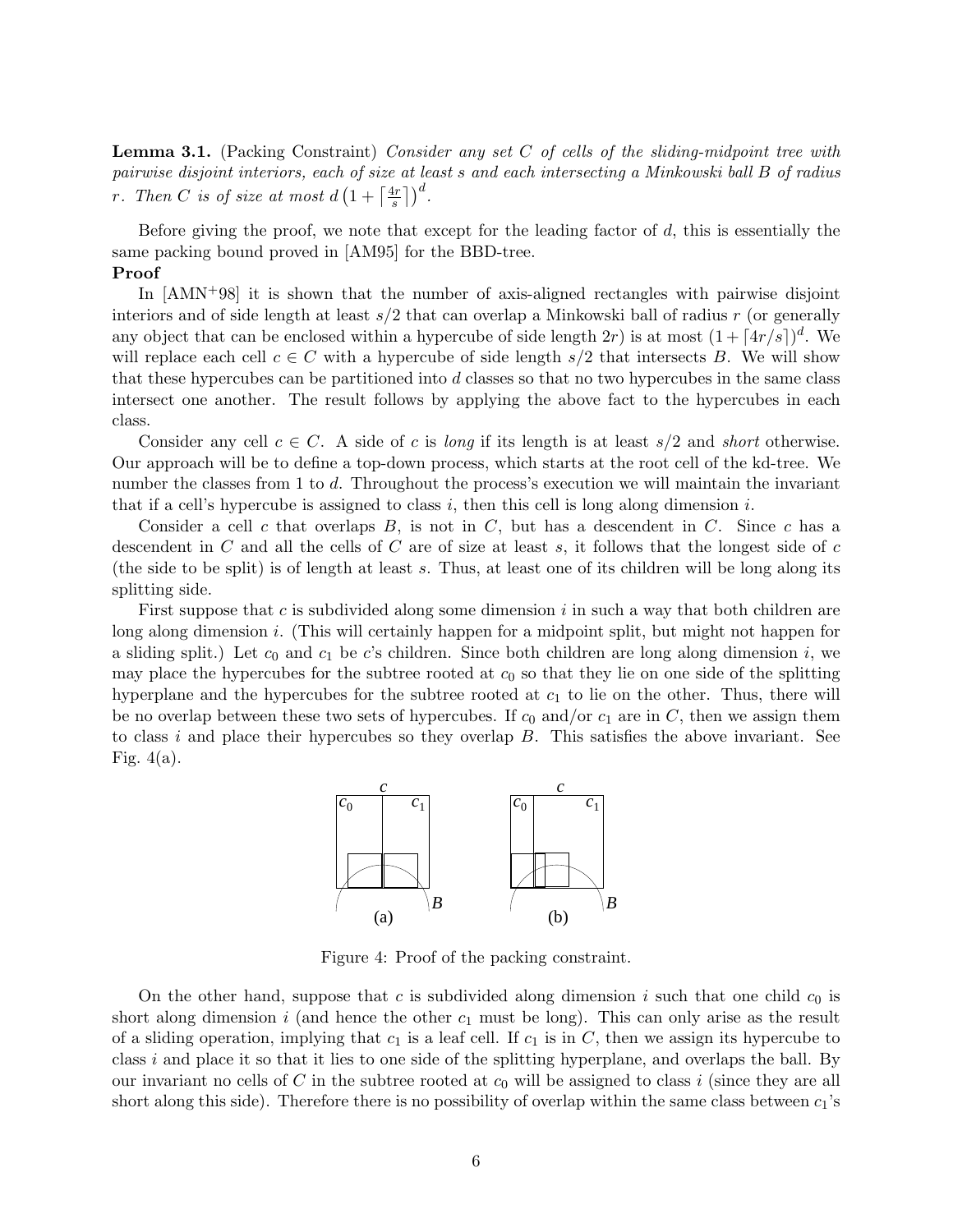**Lemma 3.1.** (Packing Constraint) *Consider any set $C$ of cells of the sliding-midpoint tree with pairwise disjoint interiors, each of size at least $s$ and each intersecting a Minkowski ball $B$ of radius $r$. Then $C$ is of size at most $d\left(1 + \left\lceil \frac{4r}{s} \right\rceil\right)^d$.*

Before giving the proof, we note that except for the leading factor of $d$, this is essentially the same packing bound proved in [AM95] for the BBD-tree.

**Proof**

In [AMN+98] it is shown that the number of axis-aligned rectangles with pairwise disjoint interiors and of side length at least $s/2$ that can overlap a Minkowski ball of radius $r$ (or generally any object that can be enclosed within a hypercube of side length $2r$) is at most $(1 + \lceil 4r/s \rceil)^d$. We will replace each cell $c \in C$ with a hypercube of side length $s/2$ that intersects $B$. We will show that these hypercubes can be partitioned into $d$ classes so that no two hypercubes in the same class intersect one another. The result follows by applying the above fact to the hypercubes in each class.

Consider any cell $c \in C$. A side of $c$ is *long* if its length is at least $s/2$ and *short* otherwise. Our approach will be to define a top-down process, which starts at the root cell of the kd-tree. We number the classes from 1 to $d$. Throughout the process's execution we will maintain the invariant that if a cell's hypercube is assigned to class $i$, then this cell is long along dimension $i$.

Consider a cell $c$ that overlaps $B$, is not in $C$, but has a descendent in $C$. Since $c$ has a descendent in $C$ and all the cells of $C$ are of size at least $s$, it follows that the longest side of $c$ (the side to be split) is of length at least $s$. Thus, at least one of its children will be long along its splitting side.

First suppose that $c$ is subdivided along some dimension $i$ in such a way that both children are long along dimension $i$. (This will certainly happen for a midpoint split, but might not happen for a sliding split.) Let $c_0$ and $c_1$ be $c$'s children. Since both children are long along dimension $i$, we may place the hypercubes for the subtree rooted at $c_0$ so that they lie on one side of the splitting hyperplane and the hypercubes for the subtree rooted at $c_1$ to lie on the other. Thus, there will be no overlap between these two sets of hypercubes. If $c_0$ and/or $c_1$ are in $C$, then we assign them to class $i$ and place their hypercubes so they overlap $B$. This satisfies the above invariant. See Fig. 4(a).

Figure 4: Proof of the packing constraint.

On the other hand, suppose that $c$ is subdivided along dimension $i$ such that one child $c_0$ is short along dimension $i$ (and hence the other $c_1$ must be long). This can only arise as the result of a sliding operation, implying that $c_1$ is a leaf cell. If $c_1$ is in $C$, then we assign its hypercube to class $i$ and place it so that it lies to one side of the splitting hyperplane, and overlaps the ball. By our invariant no cells of $C$ in the subtree rooted at $c_0$ will be assigned to class $i$ (since they are all short along this side). Therefore there is no possibility of overlap within the same class between $c_1$'s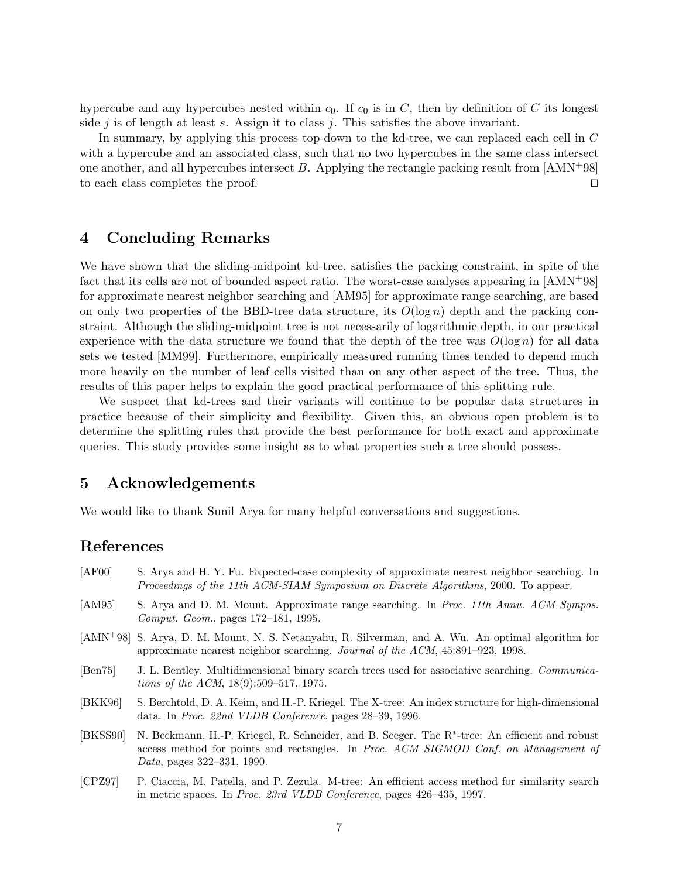hypercube and any hypercubes nested within $c_0$. If $c_0$ is in $C$, then by definition of $C$ its longest side $j$ is of length at least $s$. Assign it to class $j$. This satisfies the above invariant.

In summary, by applying this process top-down to the kd-tree, we can replaced each cell in $C$ with a hypercube and an associated class, such that no two hypercubes in the same class intersect one another, and all hypercubes intersect $B$. Applying the rectangle packing result from [AMN+98] to each class completes the proof. □

## 4 Concluding Remarks

We have shown that the sliding-midpoint kd-tree, satisfies the packing constraint, in spite of the fact that its cells are not of bounded aspect ratio. The worst-case analyses appearing in [AMN+98] for approximate nearest neighbor searching and [AM95] for approximate range searching, are based on only two properties of the BBD-tree data structure, its $O(\log n)$ depth and the packing constraint. Although the sliding-midpoint tree is not necessarily of logarithmic depth, in our practical experience with the data structure we found that the depth of the tree was $O(\log n)$ for all data sets we tested [MM99]. Furthermore, empirically measured running times tended to depend much more heavily on the number of leaf cells visited than on any other aspect of the tree. Thus, the results of this paper helps to explain the good practical performance of this splitting rule.

We suspect that kd-trees and their variants will continue to be popular data structures in practice because of their simplicity and flexibility. Given this, an obvious open problem is to determine the splitting rules that provide the best performance for both exact and approximate queries. This study provides some insight as to what properties such a tree should possess.

## 5 Acknowledgements

We would like to thank Sunil Arya for many helpful conversations and suggestions.

## References

[AF00] S. Arya and H. Y. Fu. Expected-case complexity of approximate nearest neighbor searching. In *Proceedings of the 11th ACM-SIAM Symposium on Discrete Algorithms*, 2000. To appear.

[AM95] S. Arya and D. M. Mount. Approximate range searching. In *Proc. 11th Annu. ACM Sympos. Comput. Geom.*, pages 172–181, 1995.

[AMN+98] S. Arya, D. M. Mount, N. S. Netanyahu, R. Silverman, and A. Wu. An optimal algorithm for approximate nearest neighbor searching. *Journal of the ACM*, 45:891–923, 1998.

[Ben75] J. L. Bentley. Multidimensional binary search trees used for associative searching. *Communications of the ACM*, 18(9):509–517, 1975.

[BKK96] S. Berchtold, D. A. Keim, and H.-P. Kriegel. The X-tree: An index structure for high-dimensional data. In *Proc. 22nd VLDB Conference*, pages 28–39, 1996.

[BKSS90] N. Beckmann, H.-P. Kriegel, R. Schneider, and B. Seeger. The R*-tree: An efficient and robust access method for points and rectangles. In *Proc. ACM SIGMOD Conf. on Management of Data*, pages 322–331, 1990.

[CPZ97] P. Ciaccia, M. Patella, and P. Zezula. M-tree: An efficient access method for similarity search in metric spaces. In *Proc. 23rd VLDB Conference*, pages 426–435, 1997.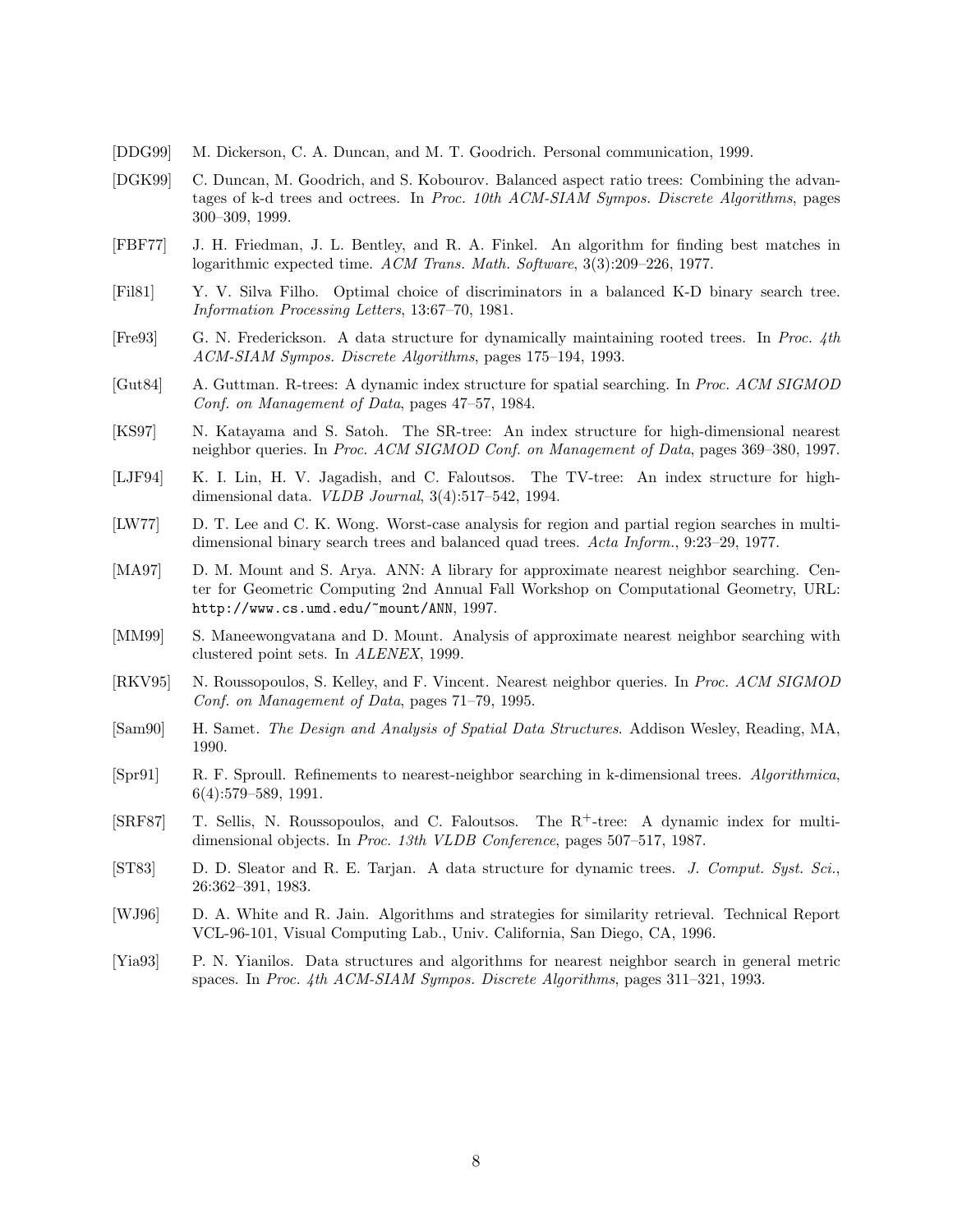[DDG99] M. Dickerson, C. A. Duncan, and M. T. Goodrich. Personal communication, 1999.

[DGK99] C. Duncan, M. Goodrich, and S. Kobourov. Balanced aspect ratio trees: Combining the advantages of k-d trees and octrees. In *Proc. 10th ACM-SIAM Sympos. Discrete Algorithms*, pages 300–309, 1999.

[FBF77] J. H. Friedman, J. L. Bentley, and R. A. Finkel. An algorithm for finding best matches in logarithmic expected time. *ACM Trans. Math. Software*, 3(3):209–226, 1977.

[Fil81] Y. V. Silva Filho. Optimal choice of discriminators in a balanced K-D binary search tree. *Information Processing Letters*, 13:67–70, 1981.

[Fre93] G. N. Frederickson. A data structure for dynamically maintaining rooted trees. In *Proc. 4th ACM-SIAM Sympos. Discrete Algorithms*, pages 175–194, 1993.

[Gut84] A. Guttman. R-trees: A dynamic index structure for spatial searching. In *Proc. ACM SIGMOD Conf. on Management of Data*, pages 47–57, 1984.

[KS97] N. Katayama and S. Satoh. The SR-tree: An index structure for high-dimensional nearest neighbor queries. In *Proc. ACM SIGMOD Conf. on Management of Data*, pages 369–380, 1997.

[LJF94] K. I. Lin, H. V. Jagadish, and C. Faloutsos. The TV-tree: An index structure for high-dimensional data. *VLDB Journal*, 3(4):517–542, 1994.

[LW77] D. T. Lee and C. K. Wong. Worst-case analysis for region and partial region searches in multidimensional binary search trees and balanced quad trees. *Acta Inform.*, 9:23–29, 1977.

[MA97] D. M. Mount and S. Arya. ANN: A library for approximate nearest neighbor searching. Center for Geometric Computing 2nd Annual Fall Workshop on Computational Geometry, URL: `http://www.cs.umd.edu/~mount/ANN`, 1997.

[MM99] S. Maneewongvatana and D. Mount. Analysis of approximate nearest neighbor searching with clustered point sets. In *ALENEX*, 1999.

[RKV95] N. Roussopoulos, S. Kelley, and F. Vincent. Nearest neighbor queries. In *Proc. ACM SIGMOD Conf. on Management of Data*, pages 71–79, 1995.

[Sam90] H. Samet. *The Design and Analysis of Spatial Data Structures*. Addison Wesley, Reading, MA, 1990.

[Spr91] R. F. Sproull. Refinements to nearest-neighbor searching in k-dimensional trees. *Algorithmica*, 6(4):579–589, 1991.

[SRF87] T. Sellis, N. Roussopoulos, and C. Faloutsos. The $R^+$-tree: A dynamic index for multidimensional objects. In *Proc. 13th VLDB Conference*, pages 507–517, 1987.

[ST83] D. D. Sleator and R. E. Tarjan. A data structure for dynamic trees. *J. Comput. Syst. Sci.*, 26:362–391, 1983.

[WJ96] D. A. White and R. Jain. Algorithms and strategies for similarity retrieval. Technical Report VCL-96-101, Visual Computing Lab., Univ. California, San Diego, CA, 1996.

[Yia93] P. N. Yianilos. Data structures and algorithms for nearest neighbor search in general metric spaces. In *Proc. 4th ACM-SIAM Sympos. Discrete Algorithms*, pages 311–321, 1993.